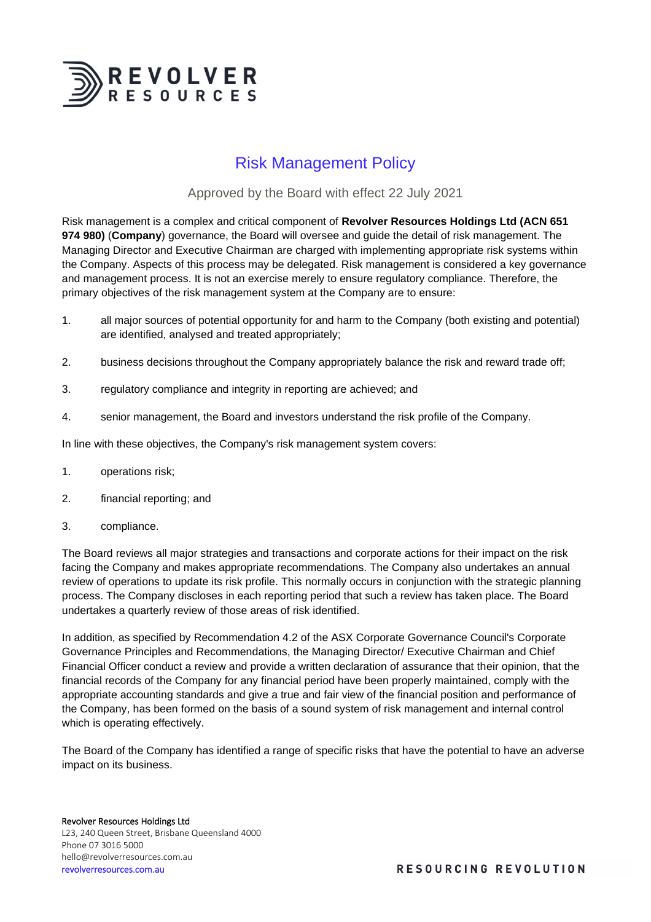# Risk Management Policy

Approved by the Board with effect 22 July 2021

Risk management is a complex and critical component of **Revolver Resources Holdings Ltd (ACN 651 974 980)** (**Company**) governance, the Board will oversee and guide the detail of risk management. The Managing Director and Executive Chairman are charged with implementing appropriate risk systems within the Company. Aspects of this process may be delegated. Risk management is considered a key governance and management process. It is not an exercise merely to ensure regulatory compliance. Therefore, the primary objectives of the risk management system at the Company are to ensure:

1. all major sources of potential opportunity for and harm to the Company (both existing and potential) are identified, analysed and treated appropriately;
2. business decisions throughout the Company appropriately balance the risk and reward trade off;
3. regulatory compliance and integrity in reporting are achieved; and
4. senior management, the Board and investors understand the risk profile of the Company.

In line with these objectives, the Company's risk management system covers:

1. operations risk;
2. financial reporting; and
3. compliance.

The Board reviews all major strategies and transactions and corporate actions for their impact on the risk facing the Company and makes appropriate recommendations. The Company also undertakes an annual review of operations to update its risk profile. This normally occurs in conjunction with the strategic planning process. The Company discloses in each reporting period that such a review has taken place. The Board undertakes a quarterly review of those areas of risk identified.

In addition, as specified by Recommendation 4.2 of the ASX Corporate Governance Council's Corporate Governance Principles and Recommendations, the Managing Director/ Executive Chairman and Chief Financial Officer conduct a review and provide a written declaration of assurance that their opinion, that the financial records of the Company for any financial period have been properly maintained, comply with the appropriate accounting standards and give a true and fair view of the financial position and performance of the Company, has been formed on the basis of a sound system of risk management and internal control which is operating effectively.

The Board of the Company has identified a range of specific risks that have the potential to have an adverse impact on its business.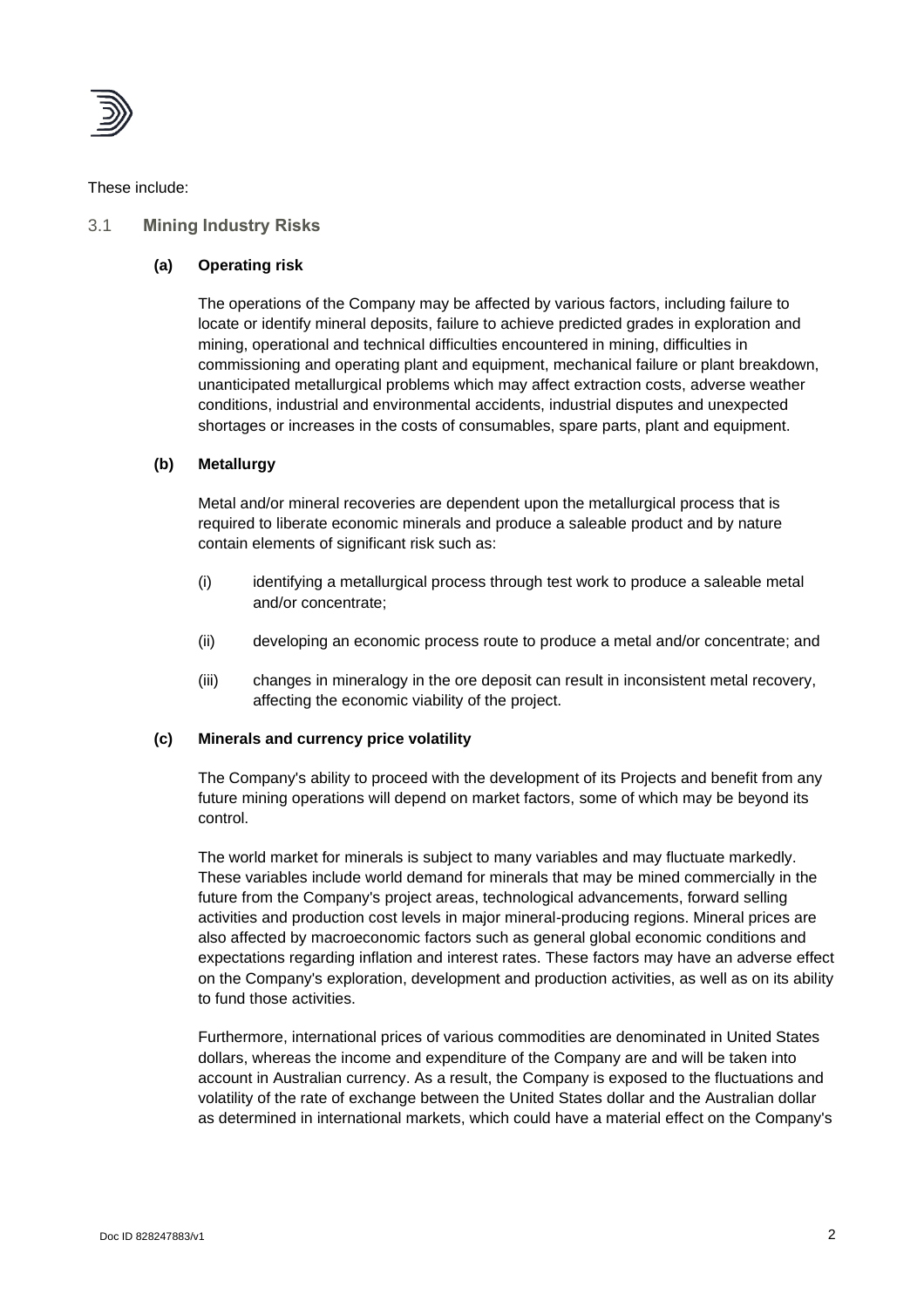These include:

## 3.1 Mining Industry Risks

**(a) Operating risk**

The operations of the Company may be affected by various factors, including failure to locate or identify mineral deposits, failure to achieve predicted grades in exploration and mining, operational and technical difficulties encountered in mining, difficulties in commissioning and operating plant and equipment, mechanical failure or plant breakdown, unanticipated metallurgical problems which may affect extraction costs, adverse weather conditions, industrial and environmental accidents, industrial disputes and unexpected shortages or increases in the costs of consumables, spare parts, plant and equipment.

**(b) Metallurgy**

Metal and/or mineral recoveries are dependent upon the metallurgical process that is required to liberate economic minerals and produce a saleable product and by nature contain elements of significant risk such as:

(i) identifying a metallurgical process through test work to produce a saleable metal and/or concentrate;

(ii) developing an economic process route to produce a metal and/or concentrate; and

(iii) changes in mineralogy in the ore deposit can result in inconsistent metal recovery, affecting the economic viability of the project.

**(c) Minerals and currency price volatility**

The Company's ability to proceed with the development of its Projects and benefit from any future mining operations will depend on market factors, some of which may be beyond its control.

The world market for minerals is subject to many variables and may fluctuate markedly. These variables include world demand for minerals that may be mined commercially in the future from the Company's project areas, technological advancements, forward selling activities and production cost levels in major mineral-producing regions. Mineral prices are also affected by macroeconomic factors such as general global economic conditions and expectations regarding inflation and interest rates. These factors may have an adverse effect on the Company's exploration, development and production activities, as well as on its ability to fund those activities.

Furthermore, international prices of various commodities are denominated in United States dollars, whereas the income and expenditure of the Company are and will be taken into account in Australian currency. As a result, the Company is exposed to the fluctuations and volatility of the rate of exchange between the United States dollar and the Australian dollar as determined in international markets, which could have a material effect on the Company's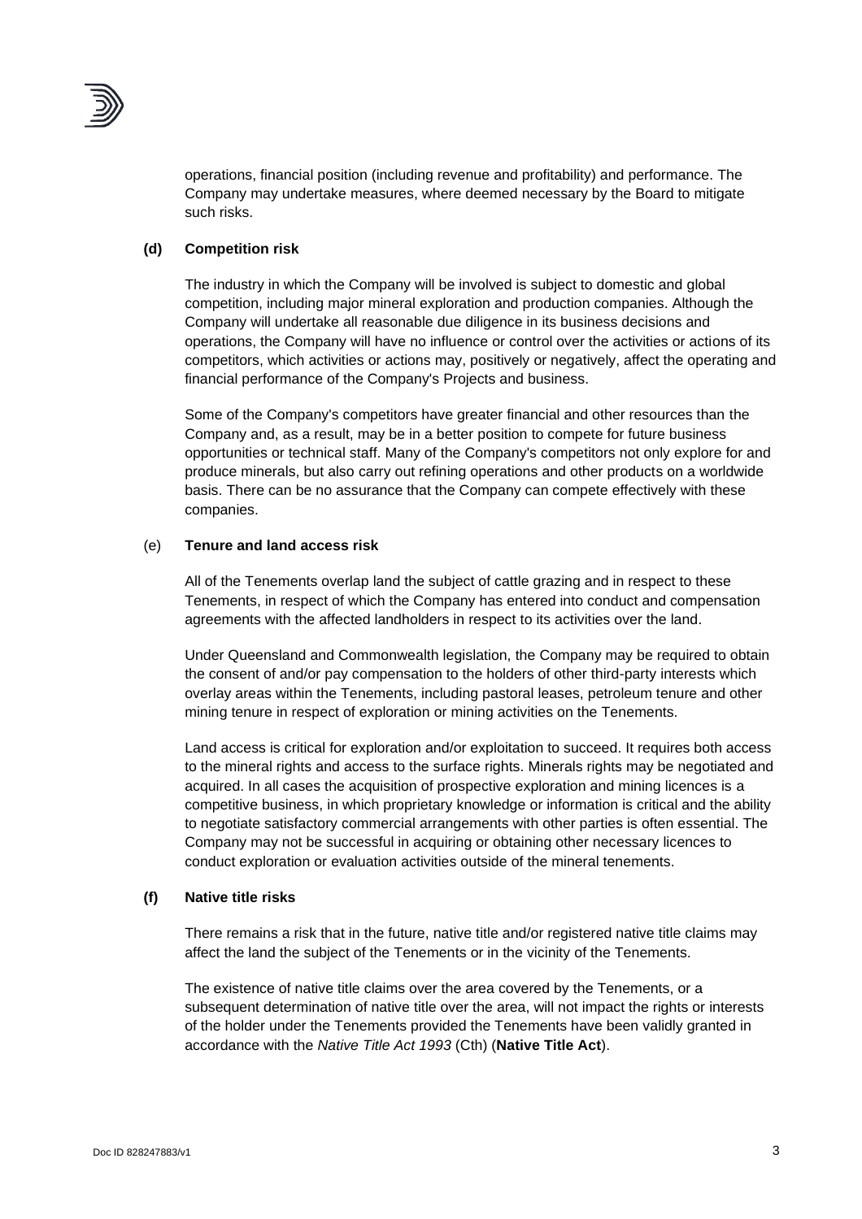operations, financial position (including revenue and profitability) and performance. The Company may undertake measures, where deemed necessary by the Board to mitigate such risks.

**(d) Competition risk**

The industry in which the Company will be involved is subject to domestic and global competition, including major mineral exploration and production companies. Although the Company will undertake all reasonable due diligence in its business decisions and operations, the Company will have no influence or control over the activities or actions of its competitors, which activities or actions may, positively or negatively, affect the operating and financial performance of the Company's Projects and business.

Some of the Company's competitors have greater financial and other resources than the Company and, as a result, may be in a better position to compete for future business opportunities or technical staff. Many of the Company's competitors not only explore for and produce minerals, but also carry out refining operations and other products on a worldwide basis. There can be no assurance that the Company can compete effectively with these companies.

(e) **Tenure and land access risk**

All of the Tenements overlap land the subject of cattle grazing and in respect to these Tenements, in respect of which the Company has entered into conduct and compensation agreements with the affected landholders in respect to its activities over the land.

Under Queensland and Commonwealth legislation, the Company may be required to obtain the consent of and/or pay compensation to the holders of other third-party interests which overlay areas within the Tenements, including pastoral leases, petroleum tenure and other mining tenure in respect of exploration or mining activities on the Tenements.

Land access is critical for exploration and/or exploitation to succeed. It requires both access to the mineral rights and access to the surface rights. Minerals rights may be negotiated and acquired. In all cases the acquisition of prospective exploration and mining licences is a competitive business, in which proprietary knowledge or information is critical and the ability to negotiate satisfactory commercial arrangements with other parties is often essential. The Company may not be successful in acquiring or obtaining other necessary licences to conduct exploration or evaluation activities outside of the mineral tenements.

**(f) Native title risks**

There remains a risk that in the future, native title and/or registered native title claims may affect the land the subject of the Tenements or in the vicinity of the Tenements.

The existence of native title claims over the area covered by the Tenements, or a subsequent determination of native title over the area, will not impact the rights or interests of the holder under the Tenements provided the Tenements have been validly granted in accordance with the *Native Title Act 1993* (Cth) (**Native Title Act**).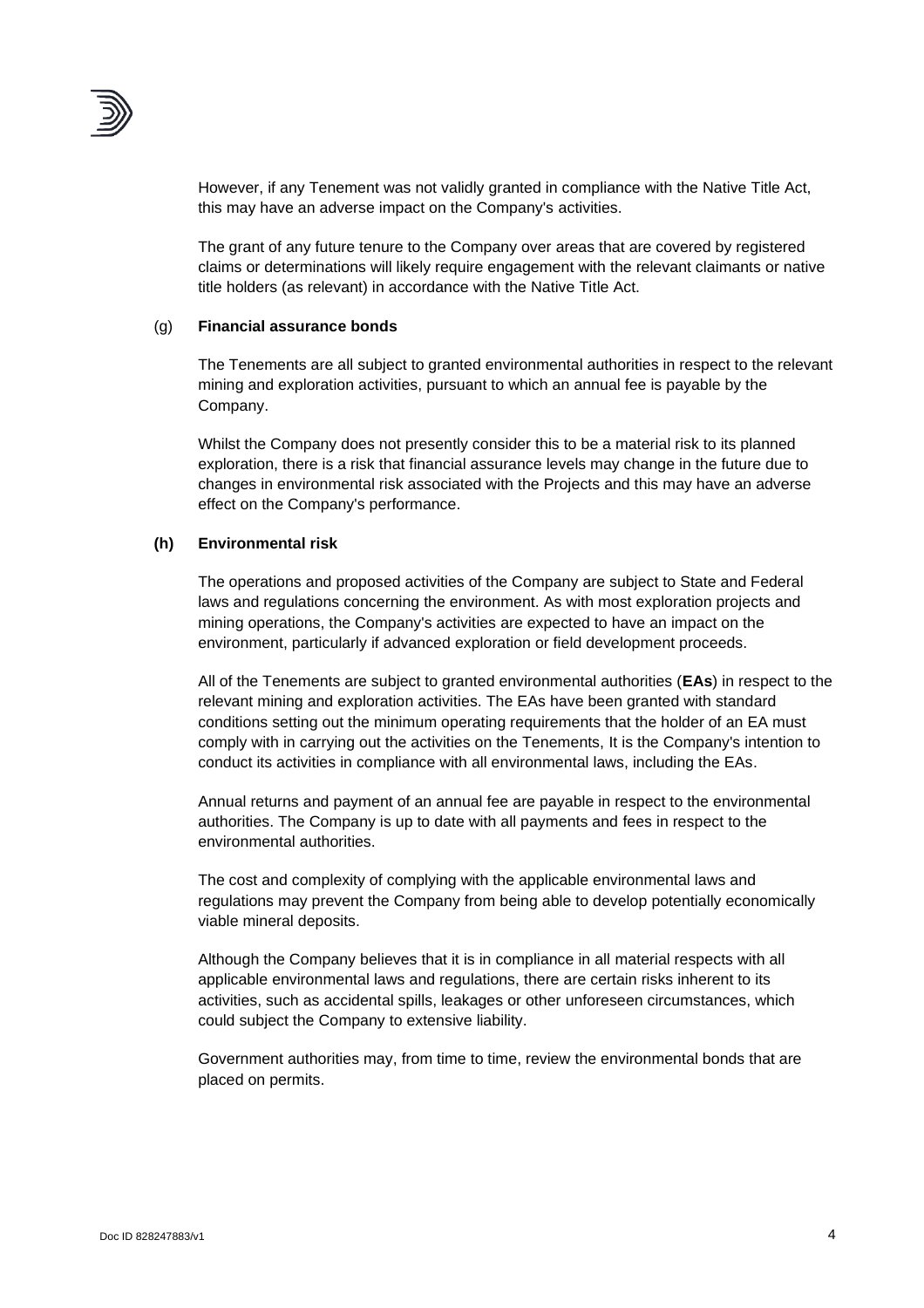However, if any Tenement was not validly granted in compliance with the Native Title Act, this may have an adverse impact on the Company's activities.

The grant of any future tenure to the Company over areas that are covered by registered claims or determinations will likely require engagement with the relevant claimants or native title holders (as relevant) in accordance with the Native Title Act.

(g) **Financial assurance bonds**

The Tenements are all subject to granted environmental authorities in respect to the relevant mining and exploration activities, pursuant to which an annual fee is payable by the Company.

Whilst the Company does not presently consider this to be a material risk to its planned exploration, there is a risk that financial assurance levels may change in the future due to changes in environmental risk associated with the Projects and this may have an adverse effect on the Company's performance.

**(h) Environmental risk**

The operations and proposed activities of the Company are subject to State and Federal laws and regulations concerning the environment. As with most exploration projects and mining operations, the Company's activities are expected to have an impact on the environment, particularly if advanced exploration or field development proceeds.

All of the Tenements are subject to granted environmental authorities (**EAs**) in respect to the relevant mining and exploration activities. The EAs have been granted with standard conditions setting out the minimum operating requirements that the holder of an EA must comply with in carrying out the activities on the Tenements, It is the Company's intention to conduct its activities in compliance with all environmental laws, including the EAs.

Annual returns and payment of an annual fee are payable in respect to the environmental authorities. The Company is up to date with all payments and fees in respect to the environmental authorities.

The cost and complexity of complying with the applicable environmental laws and regulations may prevent the Company from being able to develop potentially economically viable mineral deposits.

Although the Company believes that it is in compliance in all material respects with all applicable environmental laws and regulations, there are certain risks inherent to its activities, such as accidental spills, leakages or other unforeseen circumstances, which could subject the Company to extensive liability.

Government authorities may, from time to time, review the environmental bonds that are placed on permits.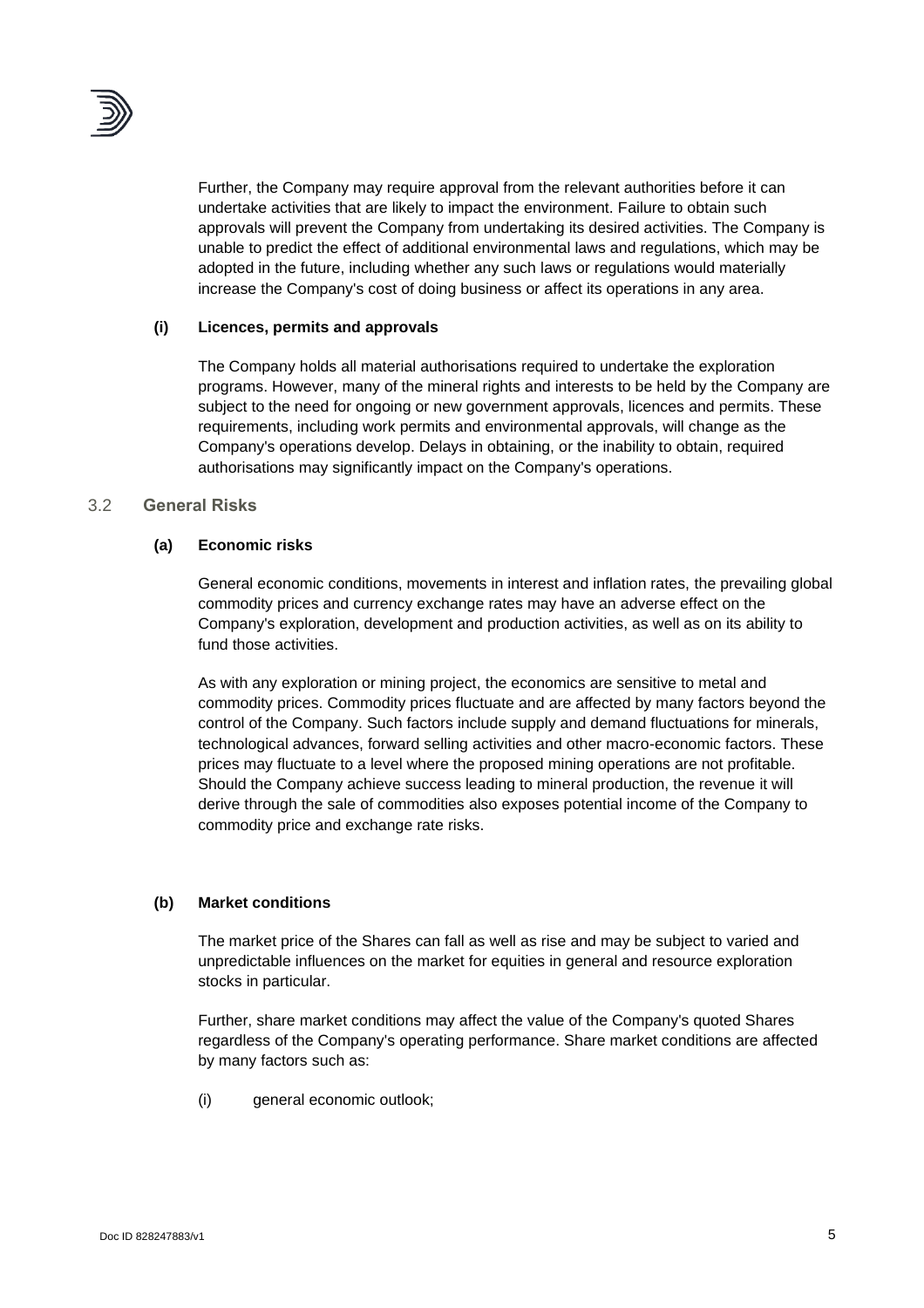Further, the Company may require approval from the relevant authorities before it can undertake activities that are likely to impact the environment. Failure to obtain such approvals will prevent the Company from undertaking its desired activities. The Company is unable to predict the effect of additional environmental laws and regulations, which may be adopted in the future, including whether any such laws or regulations would materially increase the Company's cost of doing business or affect its operations in any area.

**(i) Licences, permits and approvals**

The Company holds all material authorisations required to undertake the exploration programs. However, many of the mineral rights and interests to be held by the Company are subject to the need for ongoing or new government approvals, licences and permits. These requirements, including work permits and environmental approvals, will change as the Company's operations develop. Delays in obtaining, or the inability to obtain, required authorisations may significantly impact on the Company's operations.

## 3.2 General Risks

**(a) Economic risks**

General economic conditions, movements in interest and inflation rates, the prevailing global commodity prices and currency exchange rates may have an adverse effect on the Company's exploration, development and production activities, as well as on its ability to fund those activities.

As with any exploration or mining project, the economics are sensitive to metal and commodity prices. Commodity prices fluctuate and are affected by many factors beyond the control of the Company. Such factors include supply and demand fluctuations for minerals, technological advances, forward selling activities and other macro-economic factors. These prices may fluctuate to a level where the proposed mining operations are not profitable. Should the Company achieve success leading to mineral production, the revenue it will derive through the sale of commodities also exposes potential income of the Company to commodity price and exchange rate risks.

**(b) Market conditions**

The market price of the Shares can fall as well as rise and may be subject to varied and unpredictable influences on the market for equities in general and resource exploration stocks in particular.

Further, share market conditions may affect the value of the Company's quoted Shares regardless of the Company's operating performance. Share market conditions are affected by many factors such as:

(i) general economic outlook;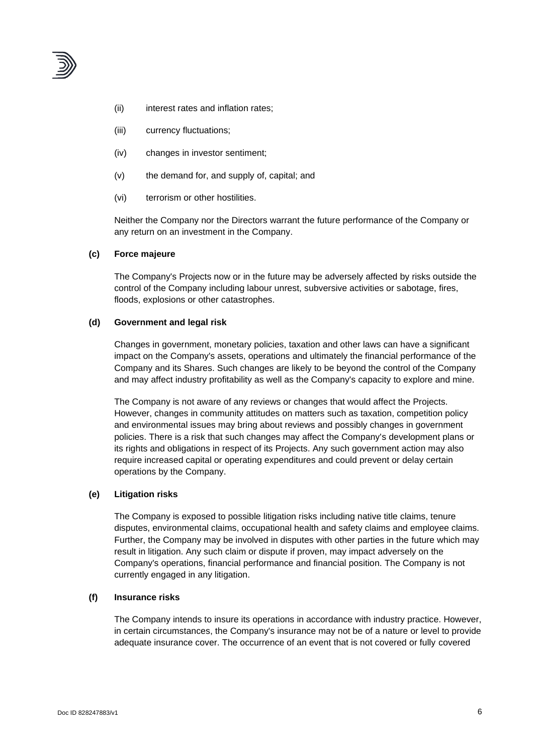(ii) interest rates and inflation rates;

(iii) currency fluctuations;

(iv) changes in investor sentiment;

(v) the demand for, and supply of, capital; and

(vi) terrorism or other hostilities.

Neither the Company nor the Directors warrant the future performance of the Company or any return on an investment in the Company.

**(c) Force majeure**

The Company's Projects now or in the future may be adversely affected by risks outside the control of the Company including labour unrest, subversive activities or sabotage, fires, floods, explosions or other catastrophes.

**(d) Government and legal risk**

Changes in government, monetary policies, taxation and other laws can have a significant impact on the Company's assets, operations and ultimately the financial performance of the Company and its Shares. Such changes are likely to be beyond the control of the Company and may affect industry profitability as well as the Company's capacity to explore and mine.

The Company is not aware of any reviews or changes that would affect the Projects. However, changes in community attitudes on matters such as taxation, competition policy and environmental issues may bring about reviews and possibly changes in government policies. There is a risk that such changes may affect the Company's development plans or its rights and obligations in respect of its Projects. Any such government action may also require increased capital or operating expenditures and could prevent or delay certain operations by the Company.

**(e) Litigation risks**

The Company is exposed to possible litigation risks including native title claims, tenure disputes, environmental claims, occupational health and safety claims and employee claims. Further, the Company may be involved in disputes with other parties in the future which may result in litigation. Any such claim or dispute if proven, may impact adversely on the Company's operations, financial performance and financial position. The Company is not currently engaged in any litigation.

**(f) Insurance risks**

The Company intends to insure its operations in accordance with industry practice. However, in certain circumstances, the Company's insurance may not be of a nature or level to provide adequate insurance cover. The occurrence of an event that is not covered or fully covered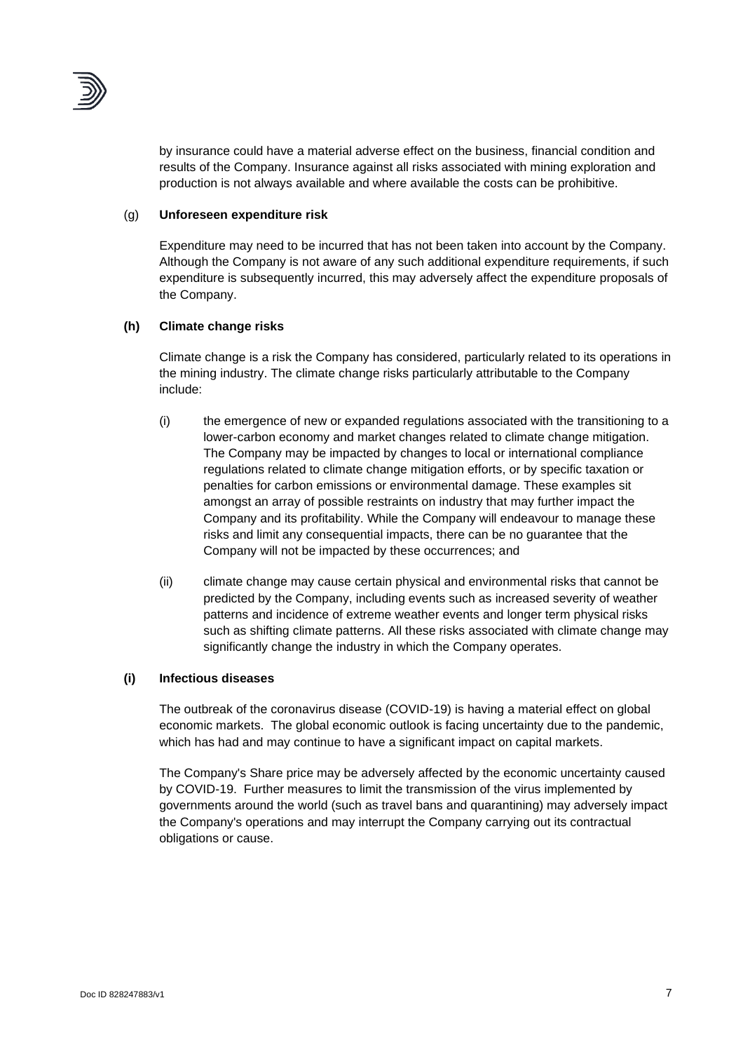by insurance could have a material adverse effect on the business, financial condition and results of the Company. Insurance against all risks associated with mining exploration and production is not always available and where available the costs can be prohibitive.

(g) **Unforeseen expenditure risk**

Expenditure may need to be incurred that has not been taken into account by the Company. Although the Company is not aware of any such additional expenditure requirements, if such expenditure is subsequently incurred, this may adversely affect the expenditure proposals of the Company.

**(h) Climate change risks**

Climate change is a risk the Company has considered, particularly related to its operations in the mining industry. The climate change risks particularly attributable to the Company include:

(i) the emergence of new or expanded regulations associated with the transitioning to a lower-carbon economy and market changes related to climate change mitigation. The Company may be impacted by changes to local or international compliance regulations related to climate change mitigation efforts, or by specific taxation or penalties for carbon emissions or environmental damage. These examples sit amongst an array of possible restraints on industry that may further impact the Company and its profitability. While the Company will endeavour to manage these risks and limit any consequential impacts, there can be no guarantee that the Company will not be impacted by these occurrences; and

(ii) climate change may cause certain physical and environmental risks that cannot be predicted by the Company, including events such as increased severity of weather patterns and incidence of extreme weather events and longer term physical risks such as shifting climate patterns. All these risks associated with climate change may significantly change the industry in which the Company operates.

**(i) Infectious diseases**

The outbreak of the coronavirus disease (COVID-19) is having a material effect on global economic markets. The global economic outlook is facing uncertainty due to the pandemic, which has had and may continue to have a significant impact on capital markets.

The Company's Share price may be adversely affected by the economic uncertainty caused by COVID-19. Further measures to limit the transmission of the virus implemented by governments around the world (such as travel bans and quarantining) may adversely impact the Company's operations and may interrupt the Company carrying out its contractual obligations or cause.